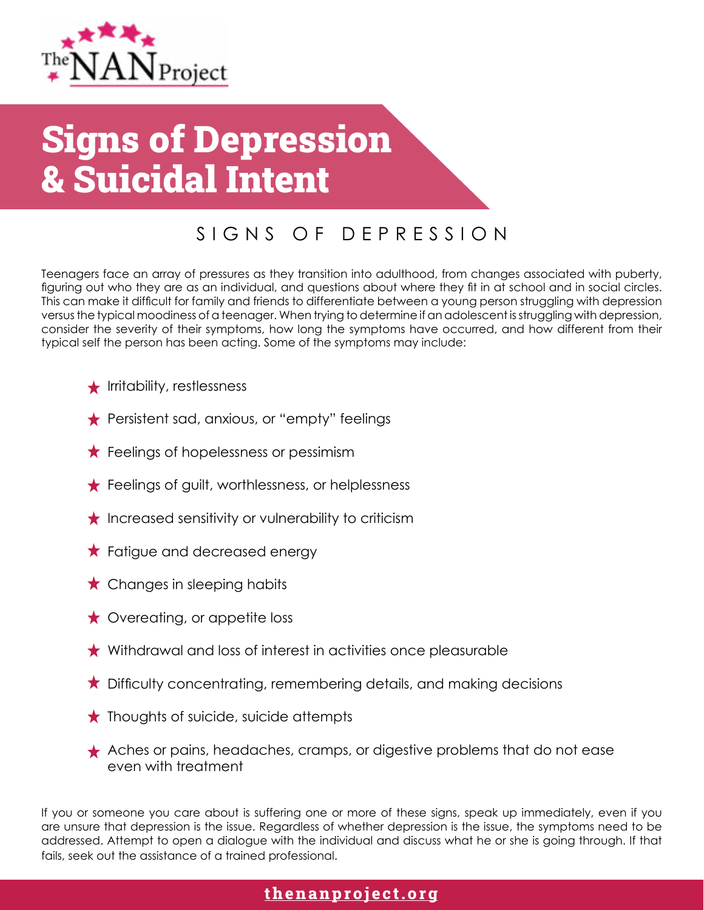The NAN Project

# Signs of Depression & Suicidal Intent

## SIGNS OF DEPRESSION

Teenagers face an array of pressures as they transition into adulthood, from changes associated with puberty, figuring out who they are as an individual, and questions about where they fit in at school and in social circles. This can make it difficult for family and friends to differentiate between a young person struggling with depression versus the typical moodiness of a teenager. When trying to determine if an adolescent is struggling with depression, consider the severity of their symptoms, how long the symptoms have occurred, and how different from their typical self the person has been acting. Some of the symptoms may include:

- Irritability, restlessness
- Persistent sad, anxious, or "empty" feelings
- Feelings of hopelessness or pessimism
- Feelings of guilt, worthlessness, or helplessness
- Increased sensitivity or vulnerability to criticism
- Fatigue and decreased energy
- Changes in sleeping habits
- Overeating, or appetite loss
- Withdrawal and loss of interest in activities once pleasurable
- Difficulty concentrating, remembering details, and making decisions
- Thoughts of suicide, suicide attempts
- Aches or pains, headaches, cramps, or digestive problems that do not ease even with treatment

If you or someone you care about is suffering one or more of these signs, speak up immediately, even if you are unsure that depression is the issue. Regardless of whether depression is the issue, the symptoms need to be addressed. Attempt to open a dialogue with the individual and discuss what he or she is going through. If that fails, seek out the assistance of a trained professional.

thenanproject.org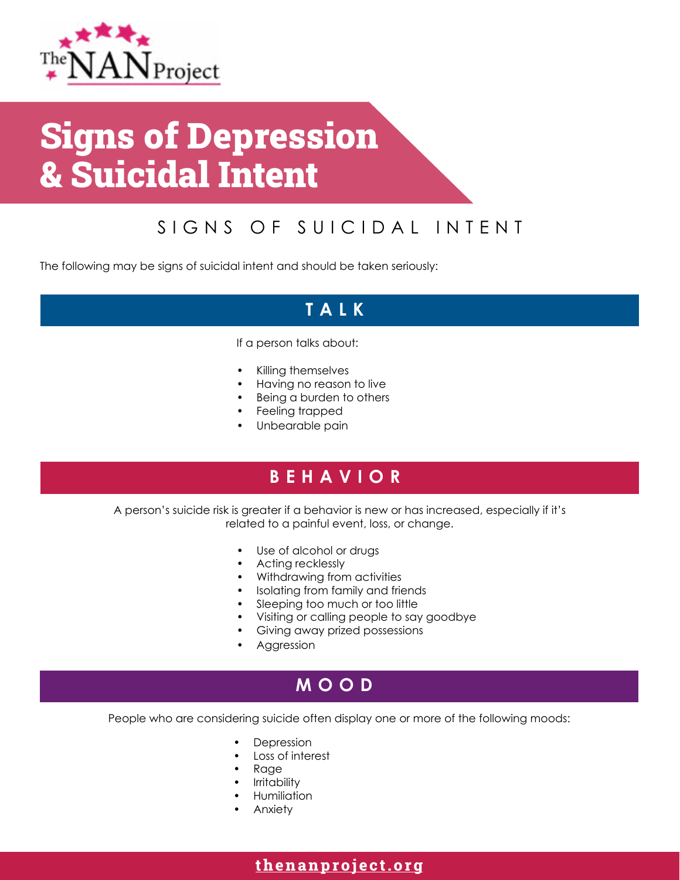The NAN Project

# Signs of Depression & Suicidal Intent

## SIGNS OF SUICIDAL INTENT

The following may be signs of suicidal intent and should be taken seriously:

### TALK

If a person talks about:

- Killing themselves
- Having no reason to live
- Being a burden to others
- Feeling trapped
- Unbearable pain

### BEHAVIOR

A person's suicide risk is greater if a behavior is new or has increased, especially if it's related to a painful event, loss, or change.

- Use of alcohol or drugs
- Acting recklessly
- Withdrawing from activities
- Isolating from family and friends
- Sleeping too much or too little
- Visiting or calling people to say goodbye
- Giving away prized possessions
- Aggression

### MOOD

People who are considering suicide often display one or more of the following moods:

- Depression
- Loss of interest
- Rage
- Irritability
- Humiliation
- Anxiety

thenanproject.org